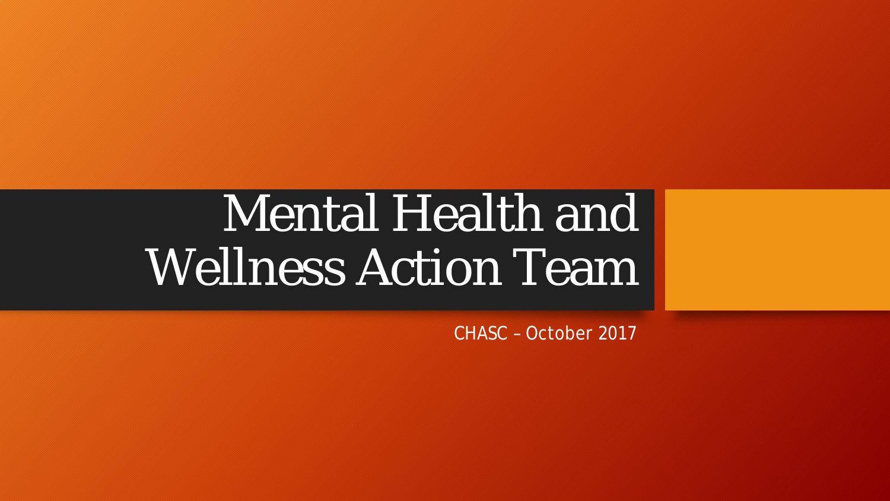# Mental Health and Wellness Action Team

CHASC – October 2017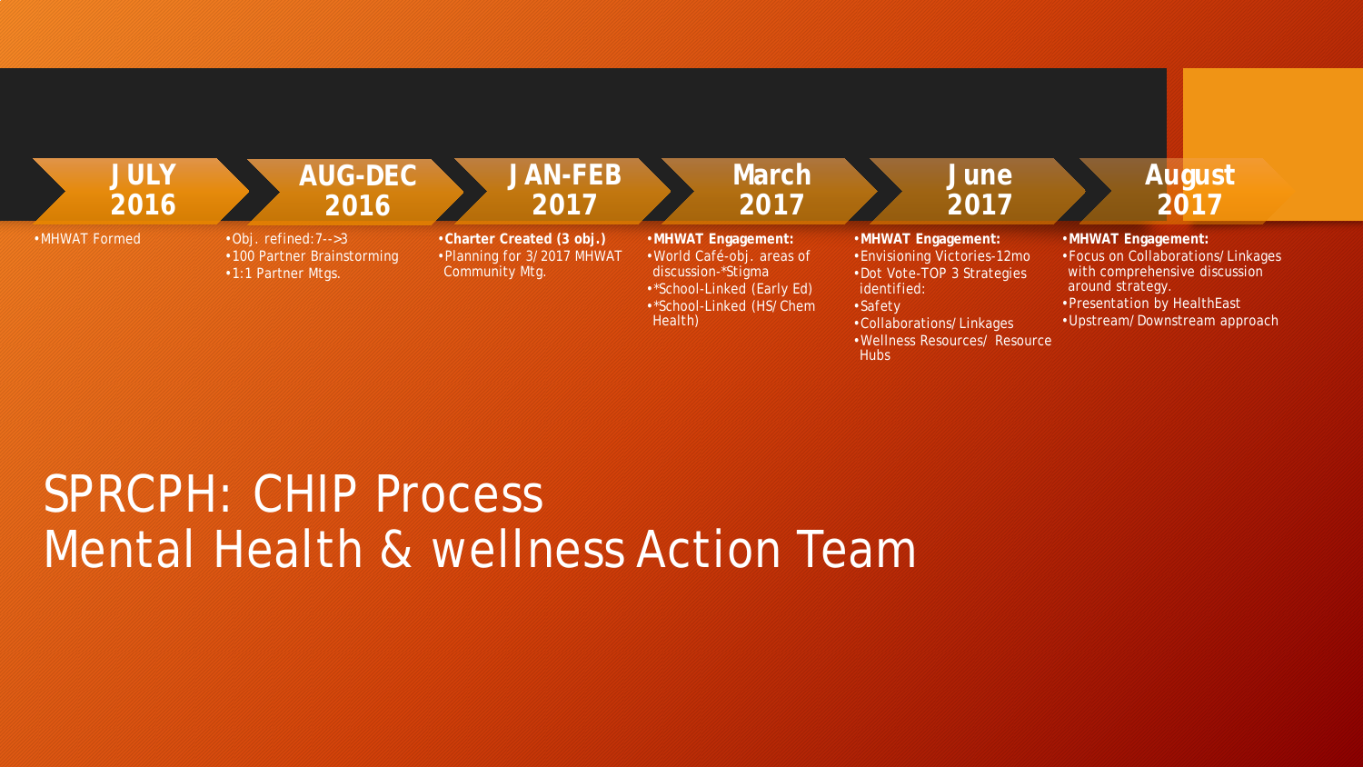# SPRCPH: CHIP Process
# Mental Health & wellness Action Team

## JULY 2016

- MHWAT Formed

## AUG-DEC 2016

- Obj. refined:7-->3
- 100 Partner Brainstorming
- 1:1 Partner Mtgs.

## JAN-FEB 2017

- **Charter Created (3 obj.)**
- Planning for 3/2017 MHWAT Community Mtg.

## March 2017

- **MHWAT Engagement:**
- World Café-obj. areas of discussion-*Stigma
- *School-Linked (Early Ed)
- *School-Linked (HS/Chem Health)

## June 2017

- **MHWAT Engagement:**
- Envisioning Victories-12mo
- Dot Vote-TOP 3 Strategies identified:
- Safety
- Collaborations/Linkages
- Wellness Resources/ Resource Hubs

## August 2017

- **MHWAT Engagement:**
- Focus on Collaborations/Linkages with comprehensive discussion around strategy.
- Presentation by HealthEast
- Upstream/Downstream approach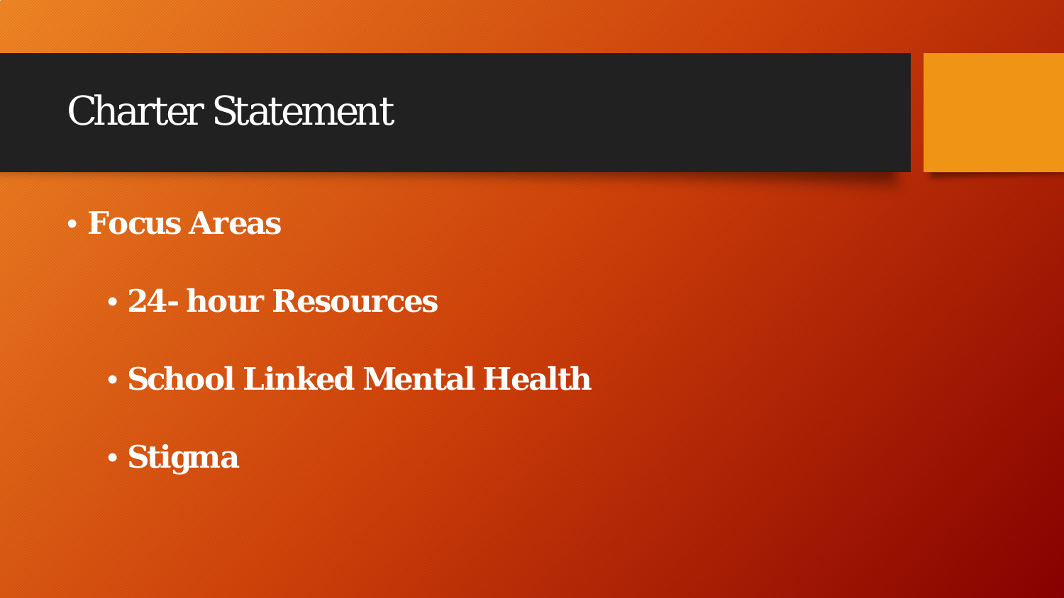# Charter Statement

- **Focus Areas**
  - **24- hour Resources**
  - **School Linked Mental Health**
  - **Stigma**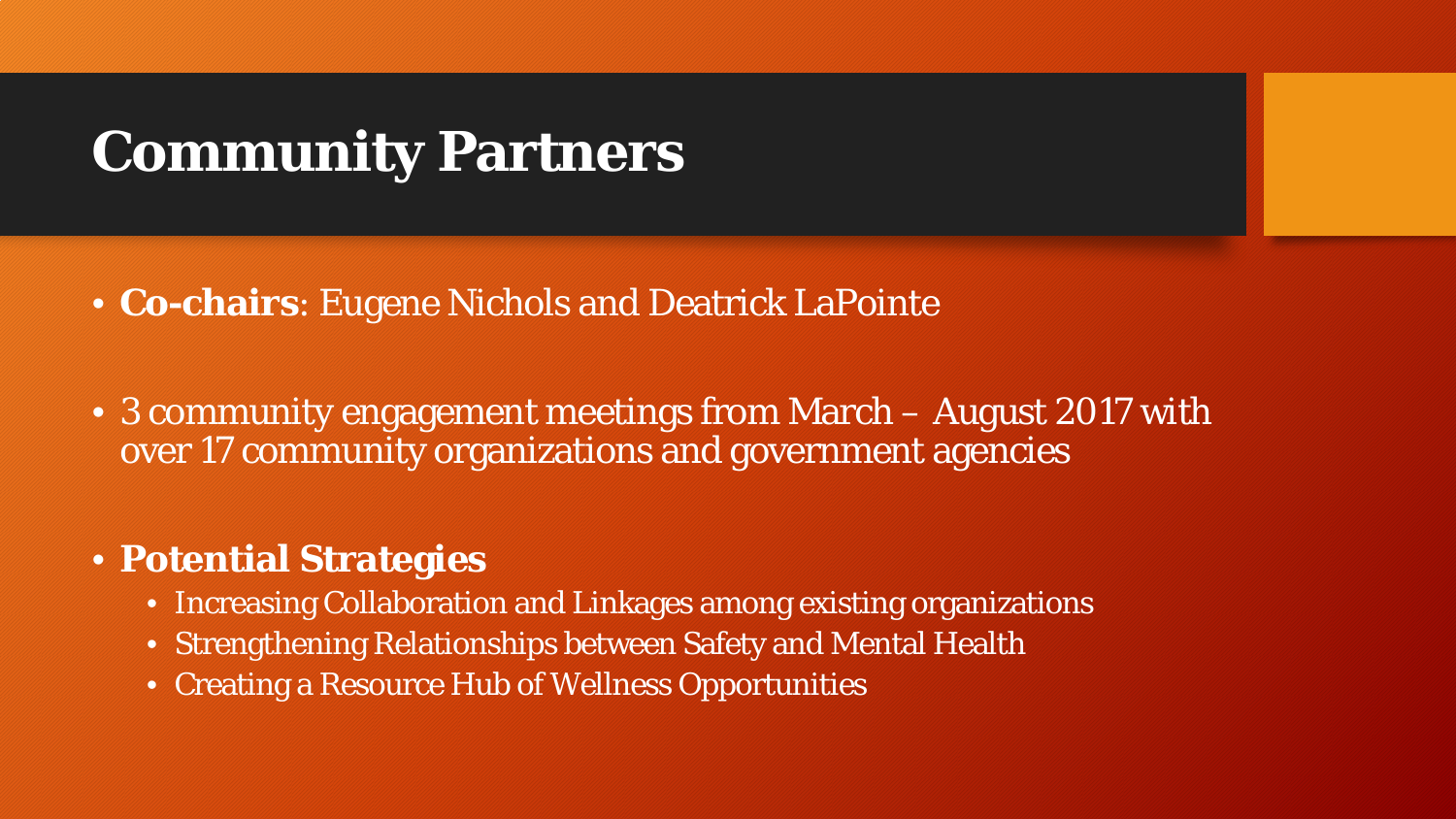# Community Partners

- **Co-chairs**: Eugene Nichols and Deatrick LaPointe

- 3 community engagement meetings from March – August 2017 with over 17 community organizations and government agencies

- **Potential Strategies**
  - Increasing Collaboration and Linkages among existing organizations
  - Strengthening Relationships between Safety and Mental Health
  - Creating a Resource Hub of Wellness Opportunities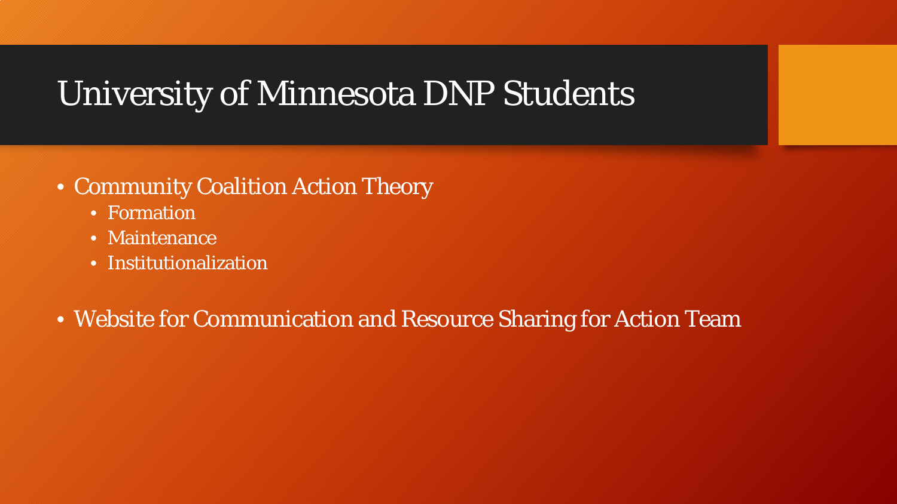# University of Minnesota DNP Students

- Community Coalition Action Theory
  - Formation
  - Maintenance
  - Institutionalization
- Website for Communication and Resource Sharing for Action Team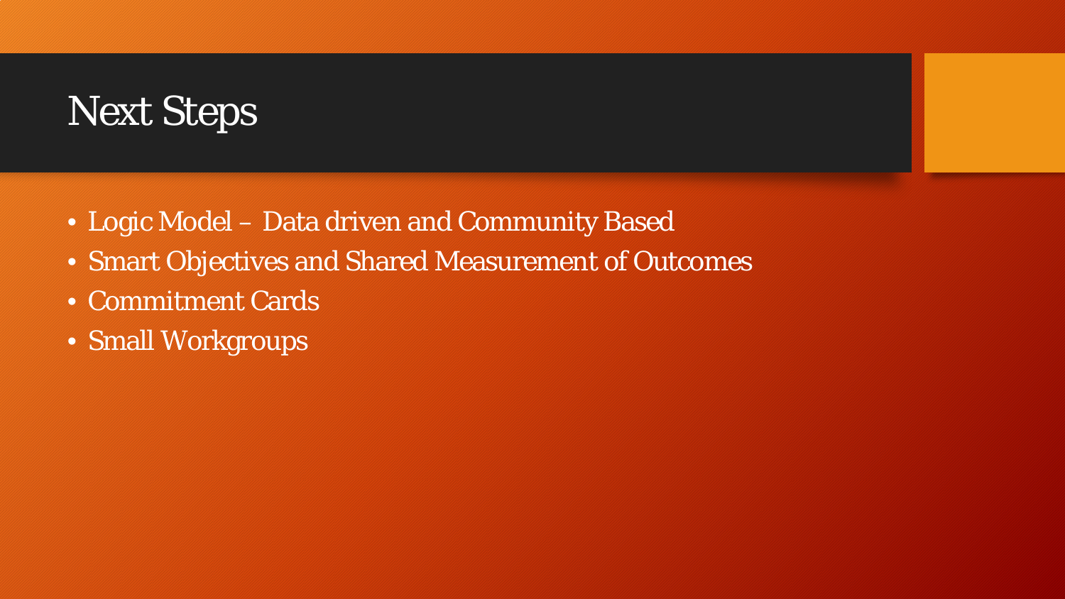# Next Steps

- Logic Model – Data driven and Community Based
- Smart Objectives and Shared Measurement of Outcomes
- Commitment Cards
- Small Workgroups